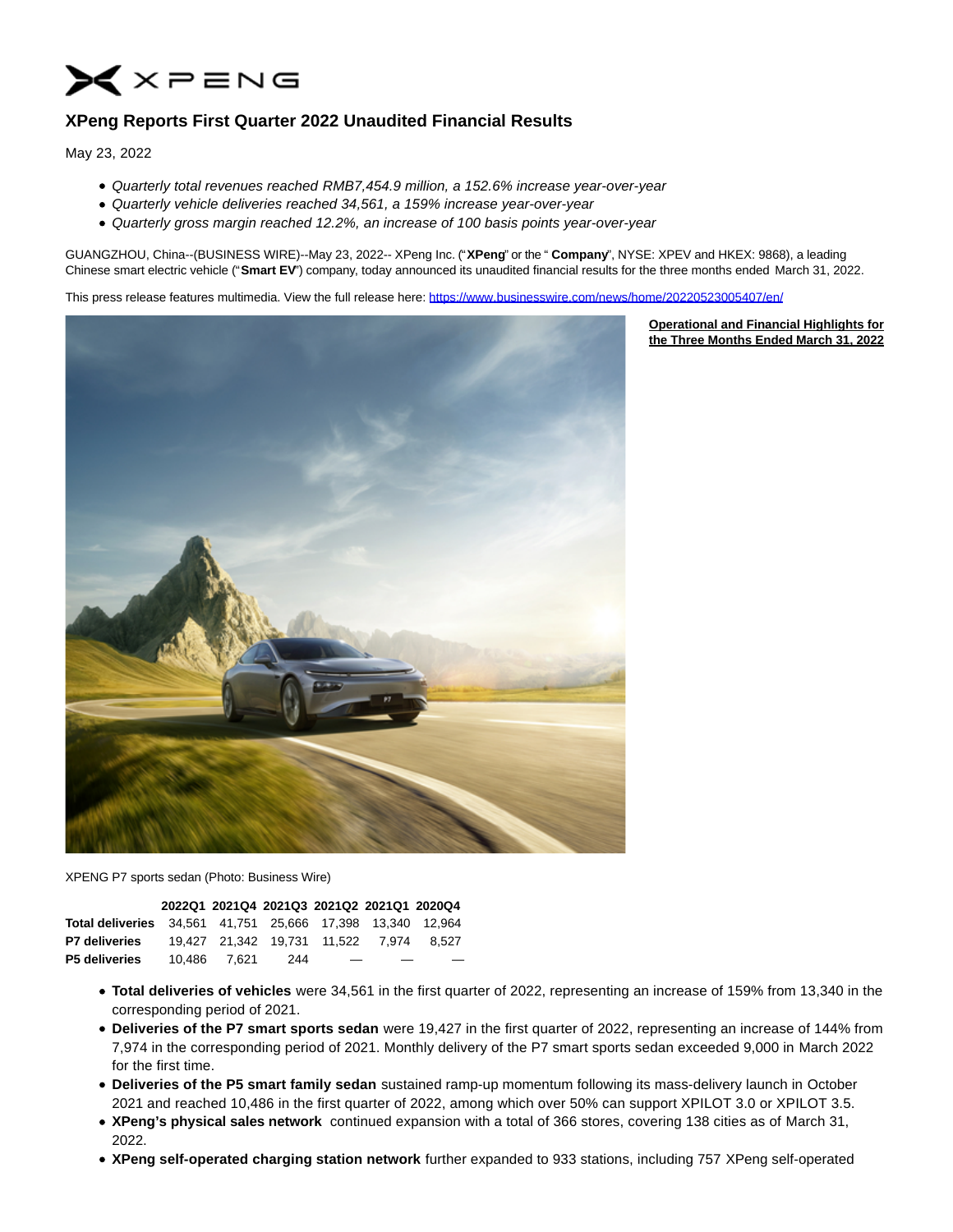# XPeng Reports First Quarter 2022 Unaudited Financial Results

May 23, 2022

- *Quarterly total revenues reached RMB7,454.9 million, a 152.6% increase year-over-year*
- *Quarterly vehicle deliveries reached 34,561, a 159% increase year-over-year*
- *Quarterly gross margin reached 12.2%, an increase of 100 basis points year-over-year*

GUANGZHOU, China--(BUSINESS WIRE)--May 23, 2022-- XPeng Inc. ("**XPeng**" or the " **Company**", NYSE: XPEV and HKEX: 9868), a leading Chinese smart electric vehicle ("**Smart EV**") company, today announced its unaudited financial results for the three months ended March 31, 2022.

This press release features multimedia. View the full release here: https://www.businesswire.com/news/home/20220523005407/en/

XPENG P7 sports sedan (Photo: Business Wire)

**Operational and Financial Highlights for the Three Months Ended March 31, 2022**

| | 2022Q1 | 2021Q4 | 2021Q3 | 2021Q2 | 2021Q1 | 2020Q4 |
|---|---|---|---|---|---|---|
| **Total deliveries** | 34,561 | 41,751 | 25,666 | 17,398 | 13,340 | 12,964 |
| **P7 deliveries** | 19,427 | 21,342 | 19,731 | 11,522 | 7,974 | 8,527 |
| **P5 deliveries** | 10,486 | 7,621 | 244 | — | — | — |

- **Total deliveries of vehicles** were 34,561 in the first quarter of 2022, representing an increase of 159% from 13,340 in the corresponding period of 2021.
- **Deliveries of the P7 smart sports sedan** were 19,427 in the first quarter of 2022, representing an increase of 144% from 7,974 in the corresponding period of 2021. Monthly delivery of the P7 smart sports sedan exceeded 9,000 in March 2022 for the first time.
- **Deliveries of the P5 smart family sedan** sustained ramp-up momentum following its mass-delivery launch in October 2021 and reached 10,486 in the first quarter of 2022, among which over 50% can support XPILOT 3.0 or XPILOT 3.5.
- **XPeng's physical sales network** continued expansion with a total of 366 stores, covering 138 cities as of March 31, 2022.
- **XPeng self-operated charging station network** further expanded to 933 stations, including 757 XPeng self-operated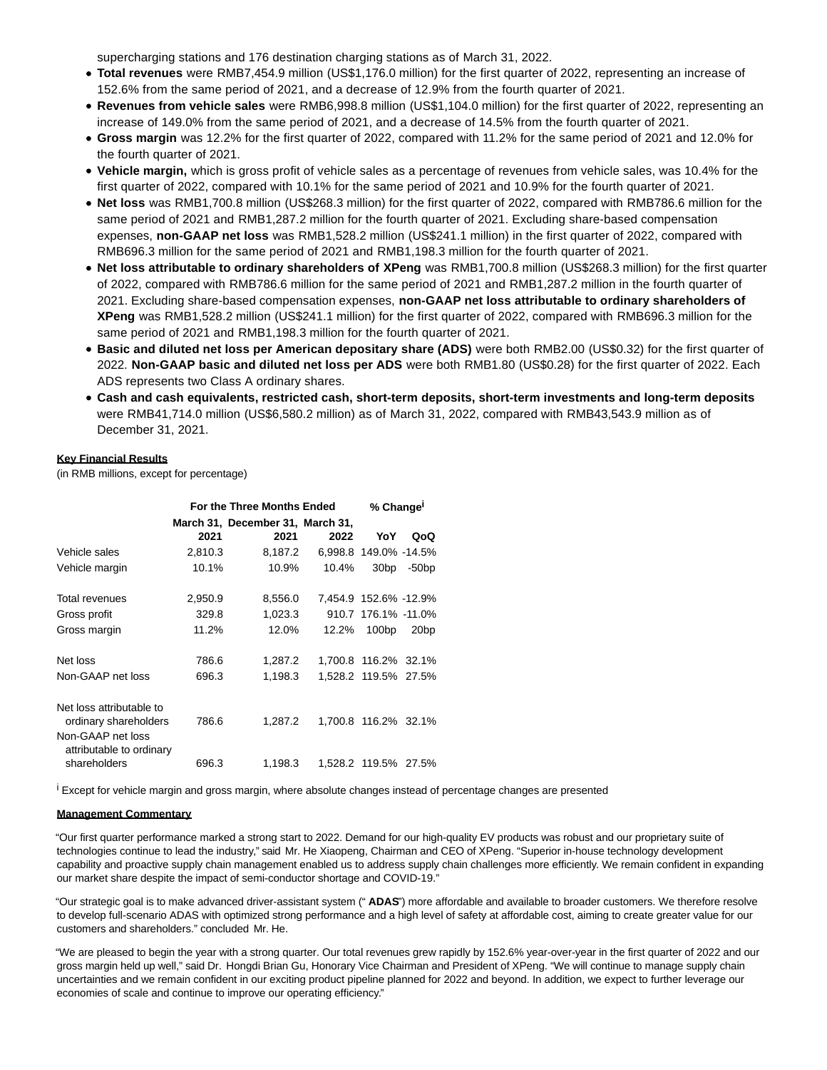supercharging stations and 176 destination charging stations as of March 31, 2022.

- **Total revenues** were RMB7,454.9 million (US$1,176.0 million) for the first quarter of 2022, representing an increase of 152.6% from the same period of 2021, and a decrease of 12.9% from the fourth quarter of 2021.
- **Revenues from vehicle sales** were RMB6,998.8 million (US$1,104.0 million) for the first quarter of 2022, representing an increase of 149.0% from the same period of 2021, and a decrease of 14.5% from the fourth quarter of 2021.
- **Gross margin** was 12.2% for the first quarter of 2022, compared with 11.2% for the same period of 2021 and 12.0% for the fourth quarter of 2021.
- **Vehicle margin,** which is gross profit of vehicle sales as a percentage of revenues from vehicle sales, was 10.4% for the first quarter of 2022, compared with 10.1% for the same period of 2021 and 10.9% for the fourth quarter of 2021.
- **Net loss** was RMB1,700.8 million (US$268.3 million) for the first quarter of 2022, compared with RMB786.6 million for the same period of 2021 and RMB1,287.2 million for the fourth quarter of 2021. Excluding share-based compensation expenses, **non-GAAP net loss** was RMB1,528.2 million (US$241.1 million) in the first quarter of 2022, compared with RMB696.3 million for the same period of 2021 and RMB1,198.3 million for the fourth quarter of 2021.
- **Net loss attributable to ordinary shareholders of XPeng** was RMB1,700.8 million (US$268.3 million) for the first quarter of 2022, compared with RMB786.6 million for the same period of 2021 and RMB1,287.2 million in the fourth quarter of 2021. Excluding share-based compensation expenses, **non-GAAP net loss attributable to ordinary shareholders of XPeng** was RMB1,528.2 million (US$241.1 million) for the first quarter of 2022, compared with RMB696.3 million for the same period of 2021 and RMB1,198.3 million for the fourth quarter of 2021.
- **Basic and diluted net loss per American depositary share (ADS)** were both RMB2.00 (US$0.32) for the first quarter of 2022. **Non-GAAP basic and diluted net loss per ADS** were both RMB1.80 (US$0.28) for the first quarter of 2022. Each ADS represents two Class A ordinary shares.
- **Cash and cash equivalents, restricted cash, short-term deposits, short-term investments and long-term deposits** were RMB41,714.0 million (US$6,580.2 million) as of March 31, 2022, compared with RMB43,543.9 million as of December 31, 2021.

**Key Financial Results**

(in RMB millions, except for percentage)

| | For the Three Months Ended | | | % Change[i] | |
|---|---|---|---|---|---|
| | March 31, 2021 | December 31, 2021 | March 31, 2022 | YoY | QoQ |
| Vehicle sales | 2,810.3 | 8,187.2 | 6,998.8 | 149.0% | -14.5% |
| Vehicle margin | 10.1% | 10.9% | 10.4% | 30bp | -50bp |
| Total revenues | 2,950.9 | 8,556.0 | 7,454.9 | 152.6% | -12.9% |
| Gross profit | 329.8 | 1,023.3 | 910.7 | 176.1% | -11.0% |
| Gross margin | 11.2% | 12.0% | 12.2% | 100bp | 20bp |
| Net loss | 786.6 | 1,287.2 | 1,700.8 | 116.2% | 32.1% |
| Non-GAAP net loss | 696.3 | 1,198.3 | 1,528.2 | 119.5% | 27.5% |
| Net loss attributable to ordinary shareholders | 786.6 | 1,287.2 | 1,700.8 | 116.2% | 32.1% |
| Non-GAAP net loss attributable to ordinary shareholders | 696.3 | 1,198.3 | 1,528.2 | 119.5% | 27.5% |

[i] Except for vehicle margin and gross margin, where absolute changes instead of percentage changes are presented

**Management Commentary**

"Our first quarter performance marked a strong start to 2022. Demand for our high-quality EV products was robust and our proprietary suite of technologies continue to lead the industry," said Mr. He Xiaopeng, Chairman and CEO of XPeng. "Superior in-house technology development capability and proactive supply chain management enabled us to address supply chain challenges more efficiently. We remain confident in expanding our market share despite the impact of semi-conductor shortage and COVID-19."

"Our strategic goal is to make advanced driver-assistant system (" **ADAS**") more affordable and available to broader customers. We therefore resolve to develop full-scenario ADAS with optimized strong performance and a high level of safety at affordable cost, aiming to create greater value for our customers and shareholders." concluded Mr. He.

"We are pleased to begin the year with a strong quarter. Our total revenues grew rapidly by 152.6% year-over-year in the first quarter of 2022 and our gross margin held up well," said Dr. Hongdi Brian Gu, Honorary Vice Chairman and President of XPeng. "We will continue to manage supply chain uncertainties and we remain confident in our exciting product pipeline planned for 2022 and beyond. In addition, we expect to further leverage our economies of scale and continue to improve our operating efficiency."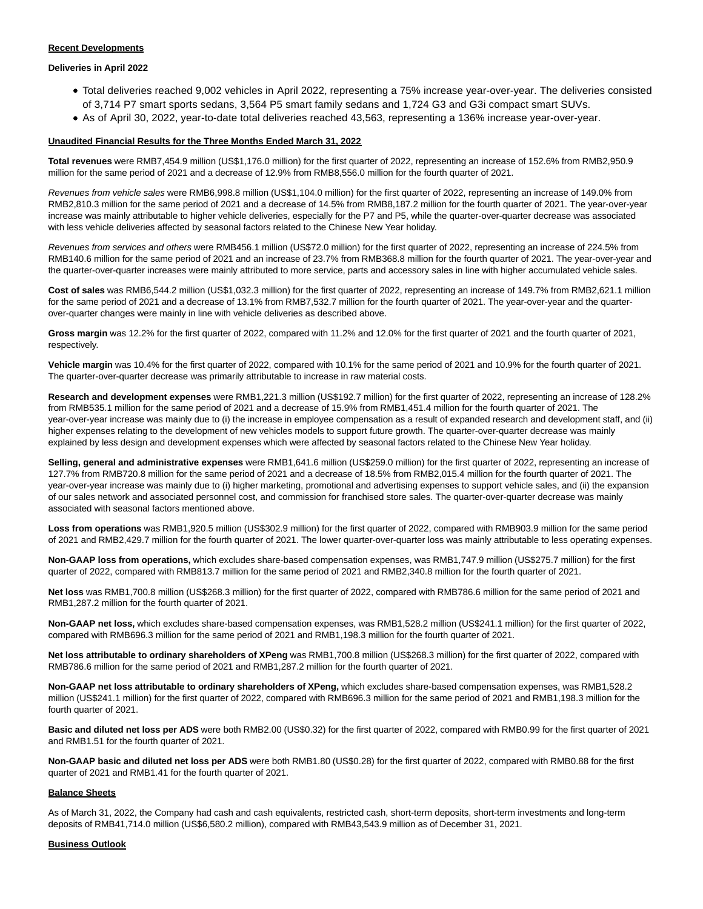## Recent Developments

### Deliveries in April 2022

- Total deliveries reached 9,002 vehicles in April 2022, representing a 75% increase year-over-year. The deliveries consisted of 3,714 P7 smart sports sedans, 3,564 P5 smart family sedans and 1,724 G3 and G3i compact smart SUVs.
- As of April 30, 2022, year-to-date total deliveries reached 43,563, representing a 136% increase year-over-year.

## Unaudited Financial Results for the Three Months Ended March 31, 2022

**Total revenues** were RMB7,454.9 million (US$1,176.0 million) for the first quarter of 2022, representing an increase of 152.6% from RMB2,950.9 million for the same period of 2021 and a decrease of 12.9% from RMB8,556.0 million for the fourth quarter of 2021.

*Revenues from vehicle sales* were RMB6,998.8 million (US$1,104.0 million) for the first quarter of 2022, representing an increase of 149.0% from RMB2,810.3 million for the same period of 2021 and a decrease of 14.5% from RMB8,187.2 million for the fourth quarter of 2021. The year-over-year increase was mainly attributable to higher vehicle deliveries, especially for the P7 and P5, while the quarter-over-quarter decrease was associated with less vehicle deliveries affected by seasonal factors related to the Chinese New Year holiday.

*Revenues from services and others* were RMB456.1 million (US$72.0 million) for the first quarter of 2022, representing an increase of 224.5% from RMB140.6 million for the same period of 2021 and an increase of 23.7% from RMB368.8 million for the fourth quarter of 2021. The year-over-year and the quarter-over-quarter increases were mainly attributed to more service, parts and accessory sales in line with higher accumulated vehicle sales.

**Cost of sales** was RMB6,544.2 million (US$1,032.3 million) for the first quarter of 2022, representing an increase of 149.7% from RMB2,621.1 million for the same period of 2021 and a decrease of 13.1% from RMB7,532.7 million for the fourth quarter of 2021. The year-over-year and the quarter-over-quarter changes were mainly in line with vehicle deliveries as described above.

**Gross margin** was 12.2% for the first quarter of 2022, compared with 11.2% and 12.0% for the first quarter of 2021 and the fourth quarter of 2021, respectively.

**Vehicle margin** was 10.4% for the first quarter of 2022, compared with 10.1% for the same period of 2021 and 10.9% for the fourth quarter of 2021. The quarter-over-quarter decrease was primarily attributable to increase in raw material costs.

**Research and development expenses** were RMB1,221.3 million (US$192.7 million) for the first quarter of 2022, representing an increase of 128.2% from RMB535.1 million for the same period of 2021 and a decrease of 15.9% from RMB1,451.4 million for the fourth quarter of 2021. The year-over-year increase was mainly due to (i) the increase in employee compensation as a result of expanded research and development staff, and (ii) higher expenses relating to the development of new vehicles models to support future growth. The quarter-over-quarter decrease was mainly explained by less design and development expenses which were affected by seasonal factors related to the Chinese New Year holiday.

**Selling, general and administrative expenses** were RMB1,641.6 million (US$259.0 million) for the first quarter of 2022, representing an increase of 127.7% from RMB720.8 million for the same period of 2021 and a decrease of 18.5% from RMB2,015.4 million for the fourth quarter of 2021. The year-over-year increase was mainly due to (i) higher marketing, promotional and advertising expenses to support vehicle sales, and (ii) the expansion of our sales network and associated personnel cost, and commission for franchised store sales. The quarter-over-quarter decrease was mainly associated with seasonal factors mentioned above.

**Loss from operations** was RMB1,920.5 million (US$302.9 million) for the first quarter of 2022, compared with RMB903.9 million for the same period of 2021 and RMB2,429.7 million for the fourth quarter of 2021. The lower quarter-over-quarter loss was mainly attributable to less operating expenses.

**Non-GAAP loss from operations,** which excludes share-based compensation expenses, was RMB1,747.9 million (US$275.7 million) for the first quarter of 2022, compared with RMB813.7 million for the same period of 2021 and RMB2,340.8 million for the fourth quarter of 2021.

**Net loss** was RMB1,700.8 million (US$268.3 million) for the first quarter of 2022, compared with RMB786.6 million for the same period of 2021 and RMB1,287.2 million for the fourth quarter of 2021.

**Non-GAAP net loss,** which excludes share-based compensation expenses, was RMB1,528.2 million (US$241.1 million) for the first quarter of 2022, compared with RMB696.3 million for the same period of 2021 and RMB1,198.3 million for the fourth quarter of 2021.

**Net loss attributable to ordinary shareholders of XPeng** was RMB1,700.8 million (US$268.3 million) for the first quarter of 2022, compared with RMB786.6 million for the same period of 2021 and RMB1,287.2 million for the fourth quarter of 2021.

**Non-GAAP net loss attributable to ordinary shareholders of XPeng,** which excludes share-based compensation expenses, was RMB1,528.2 million (US$241.1 million) for the first quarter of 2022, compared with RMB696.3 million for the same period of 2021 and RMB1,198.3 million for the fourth quarter of 2021.

**Basic and diluted net loss per ADS** were both RMB2.00 (US$0.32) for the first quarter of 2022, compared with RMB0.99 for the first quarter of 2021 and RMB1.51 for the fourth quarter of 2021.

**Non-GAAP basic and diluted net loss per ADS** were both RMB1.80 (US$0.28) for the first quarter of 2022, compared with RMB0.88 for the first quarter of 2021 and RMB1.41 for the fourth quarter of 2021.

## Balance Sheets

As of March 31, 2022, the Company had cash and cash equivalents, restricted cash, short-term deposits, short-term investments and long-term deposits of RMB41,714.0 million (US$6,580.2 million), compared with RMB43,543.9 million as of December 31, 2021.

## Business Outlook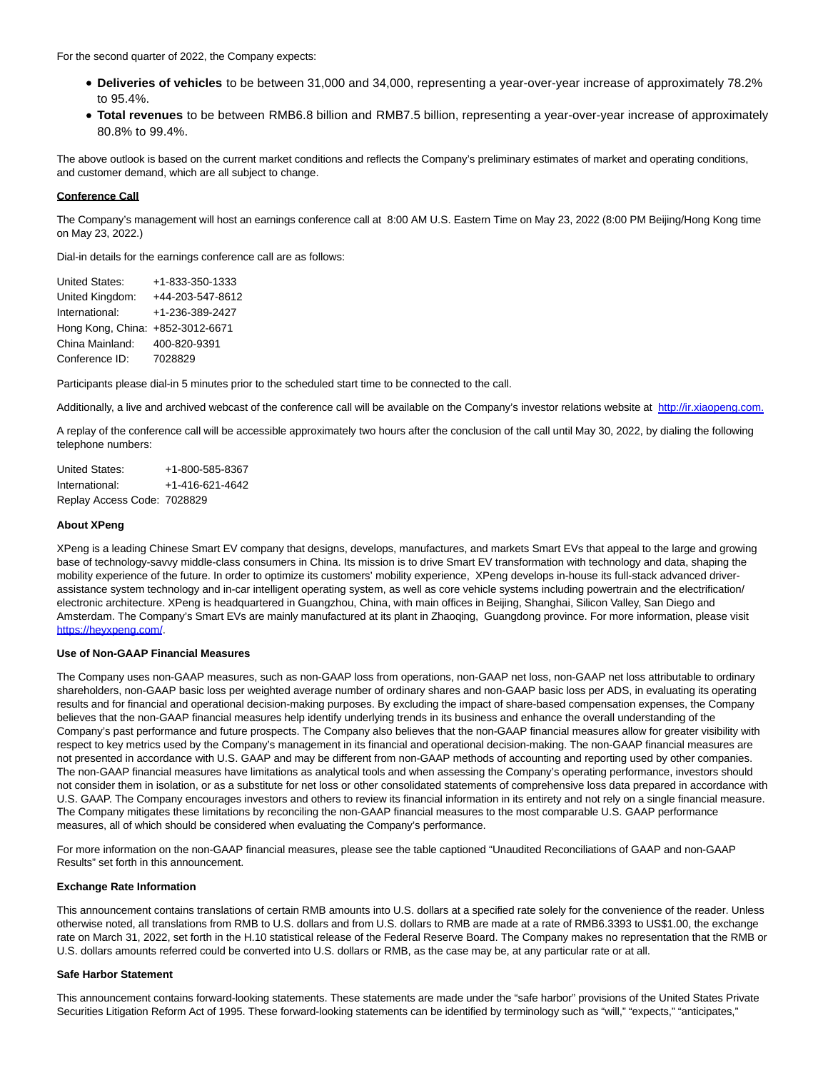For the second quarter of 2022, the Company expects:

- **Deliveries of vehicles** to be between 31,000 and 34,000, representing a year-over-year increase of approximately 78.2% to 95.4%.
- **Total revenues** to be between RMB6.8 billion and RMB7.5 billion, representing a year-over-year increase of approximately 80.8% to 99.4%.

The above outlook is based on the current market conditions and reflects the Company's preliminary estimates of market and operating conditions, and customer demand, which are all subject to change.

**Conference Call**

The Company's management will host an earnings conference call at 8:00 AM U.S. Eastern Time on May 23, 2022 (8:00 PM Beijing/Hong Kong time on May 23, 2022.)

Dial-in details for the earnings conference call are as follows:

| | |
|---|---|
| United States: | +1-833-350-1333 |
| United Kingdom: | +44-203-547-8612 |
| International: | +1-236-389-2427 |
| Hong Kong, China: | +852-3012-6671 |
| China Mainland: | 400-820-9391 |
| Conference ID: | 7028829 |

Participants please dial-in 5 minutes prior to the scheduled start time to be connected to the call.

Additionally, a live and archived webcast of the conference call will be available on the Company's investor relations website at http://ir.xiaopeng.com.

A replay of the conference call will be accessible approximately two hours after the conclusion of the call until May 30, 2022, by dialing the following telephone numbers:

| | |
|---|---|
| United States: | +1-800-585-8367 |
| International: | +1-416-621-4642 |
| Replay Access Code: | 7028829 |

**About XPeng**

XPeng is a leading Chinese Smart EV company that designs, develops, manufactures, and markets Smart EVs that appeal to the large and growing base of technology-savvy middle-class consumers in China. Its mission is to drive Smart EV transformation with technology and data, shaping the mobility experience of the future. In order to optimize its customers' mobility experience, XPeng develops in-house its full-stack advanced driver-assistance system technology and in-car intelligent operating system, as well as core vehicle systems including powertrain and the electrification/ electronic architecture. XPeng is headquartered in Guangzhou, China, with main offices in Beijing, Shanghai, Silicon Valley, San Diego and Amsterdam. The Company's Smart EVs are mainly manufactured at its plant in Zhaoqing, Guangdong province. For more information, please visit https://heyxpeng.com/.

**Use of Non-GAAP Financial Measures**

The Company uses non-GAAP measures, such as non-GAAP loss from operations, non-GAAP net loss, non-GAAP net loss attributable to ordinary shareholders, non-GAAP basic loss per weighted average number of ordinary shares and non-GAAP basic loss per ADS, in evaluating its operating results and for financial and operational decision-making purposes. By excluding the impact of share-based compensation expenses, the Company believes that the non-GAAP financial measures help identify underlying trends in its business and enhance the overall understanding of the Company's past performance and future prospects. The Company also believes that the non-GAAP financial measures allow for greater visibility with respect to key metrics used by the Company's management in its financial and operational decision-making. The non-GAAP financial measures are not presented in accordance with U.S. GAAP and may be different from non-GAAP methods of accounting and reporting used by other companies. The non-GAAP financial measures have limitations as analytical tools and when assessing the Company's operating performance, investors should not consider them in isolation, or as a substitute for net loss or other consolidated statements of comprehensive loss data prepared in accordance with U.S. GAAP. The Company encourages investors and others to review its financial information in its entirety and not rely on a single financial measure. The Company mitigates these limitations by reconciling the non-GAAP financial measures to the most comparable U.S. GAAP performance measures, all of which should be considered when evaluating the Company's performance.

For more information on the non-GAAP financial measures, please see the table captioned "Unaudited Reconciliations of GAAP and non-GAAP Results" set forth in this announcement.

**Exchange Rate Information**

This announcement contains translations of certain RMB amounts into U.S. dollars at a specified rate solely for the convenience of the reader. Unless otherwise noted, all translations from RMB to U.S. dollars and from U.S. dollars to RMB are made at a rate of RMB6.3393 to US$1.00, the exchange rate on March 31, 2022, set forth in the H.10 statistical release of the Federal Reserve Board. The Company makes no representation that the RMB or U.S. dollars amounts referred could be converted into U.S. dollars or RMB, as the case may be, at any particular rate or at all.

**Safe Harbor Statement**

This announcement contains forward-looking statements. These statements are made under the "safe harbor" provisions of the United States Private Securities Litigation Reform Act of 1995. These forward-looking statements can be identified by terminology such as "will," "expects," "anticipates,"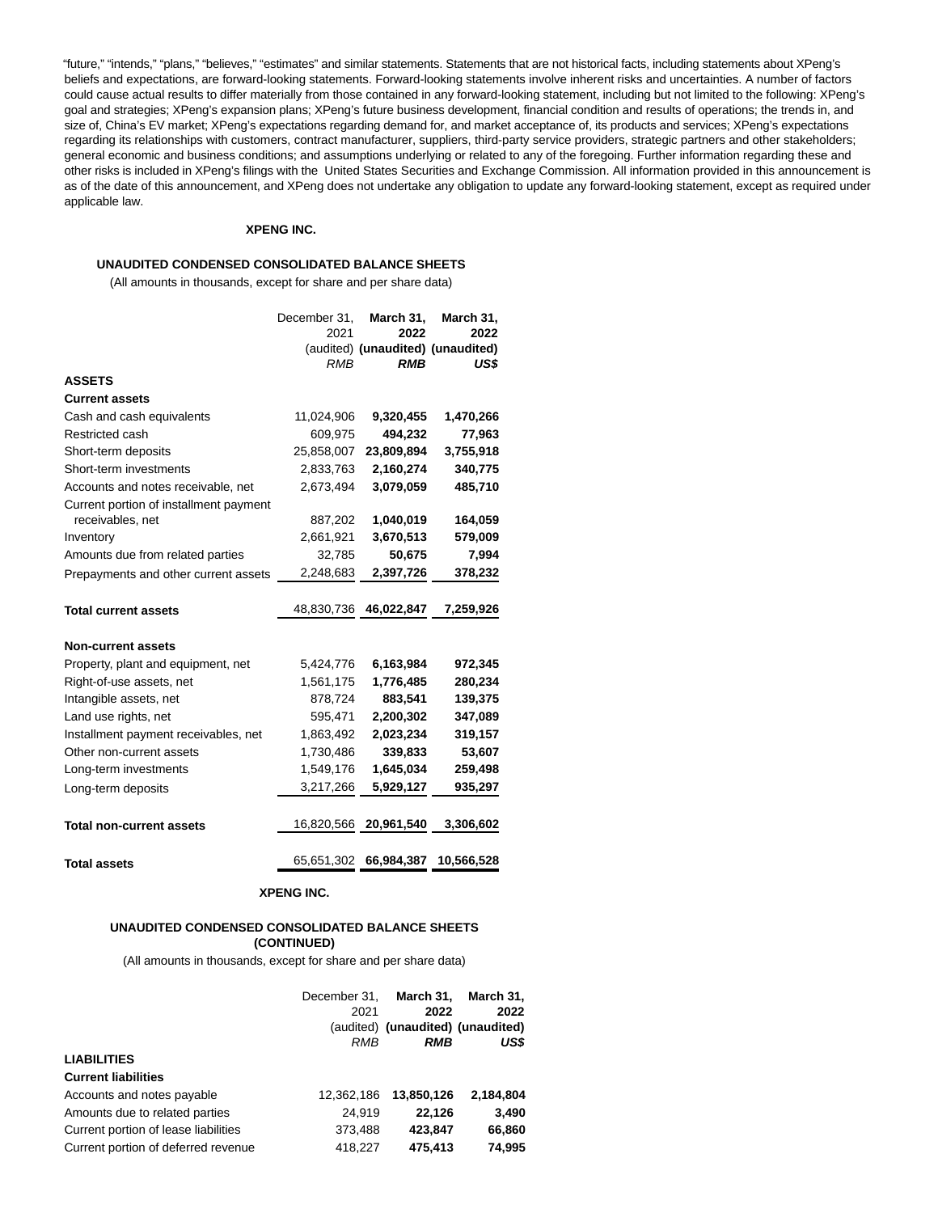"future," "intends," "plans," "believes," "estimates" and similar statements. Statements that are not historical facts, including statements about XPeng's beliefs and expectations, are forward-looking statements. Forward-looking statements involve inherent risks and uncertainties. A number of factors could cause actual results to differ materially from those contained in any forward-looking statement, including but not limited to the following: XPeng's goal and strategies; XPeng's expansion plans; XPeng's future business development, financial condition and results of operations; the trends in, and size of, China's EV market; XPeng's expectations regarding demand for, and market acceptance of, its products and services; XPeng's expectations regarding its relationships with customers, contract manufacturer, suppliers, third-party service providers, strategic partners and other stakeholders; general economic and business conditions; and assumptions underlying or related to any of the foregoing. Further information regarding these and other risks is included in XPeng's filings with the United States Securities and Exchange Commission. All information provided in this announcement is as of the date of this announcement, and XPeng does not undertake any obligation to update any forward-looking statement, except as required under applicable law.

**XPENG INC.**

**UNAUDITED CONDENSED CONSOLIDATED BALANCE SHEETS**

(All amounts in thousands, except for share and per share data)

| | December 31, 2021 (audited) *RMB* | **March 31, 2022 (unaudited) *RMB*** | **March 31, 2022 (unaudited) *US$*** |
|---|---|---|---|
| **ASSETS** | | | |
| **Current assets** | | | |
| Cash and cash equivalents | 11,024,906 | **9,320,455** | **1,470,266** |
| Restricted cash | 609,975 | **494,232** | **77,963** |
| Short-term deposits | 25,858,007 | **23,809,894** | **3,755,918** |
| Short-term investments | 2,833,763 | **2,160,274** | **340,775** |
| Accounts and notes receivable, net | 2,673,494 | **3,079,059** | **485,710** |
| Current portion of installment payment receivables, net | 887,202 | **1,040,019** | **164,059** |
| Inventory | 2,661,921 | **3,670,513** | **579,009** |
| Amounts due from related parties | 32,785 | **50,675** | **7,994** |
| Prepayments and other current assets | 2,248,683 | **2,397,726** | **378,232** |
| **Total current assets** | 48,830,736 | **46,022,847** | **7,259,926** |
| **Non-current assets** | | | |
| Property, plant and equipment, net | 5,424,776 | **6,163,984** | **972,345** |
| Right-of-use assets, net | 1,561,175 | **1,776,485** | **280,234** |
| Intangible assets, net | 878,724 | **883,541** | **139,375** |
| Land use rights, net | 595,471 | **2,200,302** | **347,089** |
| Installment payment receivables, net | 1,863,492 | **2,023,234** | **319,157** |
| Other non-current assets | 1,730,486 | **339,833** | **53,607** |
| Long-term investments | 1,549,176 | **1,645,034** | **259,498** |
| Long-term deposits | 3,217,266 | **5,929,127** | **935,297** |
| **Total non-current assets** | 16,820,566 | **20,961,540** | **3,306,602** |
| **Total assets** | 65,651,302 | **66,984,387** | **10,566,528** |

**XPENG INC.**

**UNAUDITED CONDENSED CONSOLIDATED BALANCE SHEETS (CONTINUED)**

(All amounts in thousands, except for share and per share data)

| | December 31, 2021 (audited) *RMB* | **March 31, 2022 (unaudited) *RMB*** | **March 31, 2022 (unaudited) *US$*** |
|---|---|---|---|
| **LIABILITIES** | | | |
| **Current liabilities** | | | |
| Accounts and notes payable | 12,362,186 | **13,850,126** | **2,184,804** |
| Amounts due to related parties | 24,919 | **22,126** | **3,490** |
| Current portion of lease liabilities | 373,488 | **423,847** | **66,860** |
| Current portion of deferred revenue | 418,227 | **475,413** | **74,995** |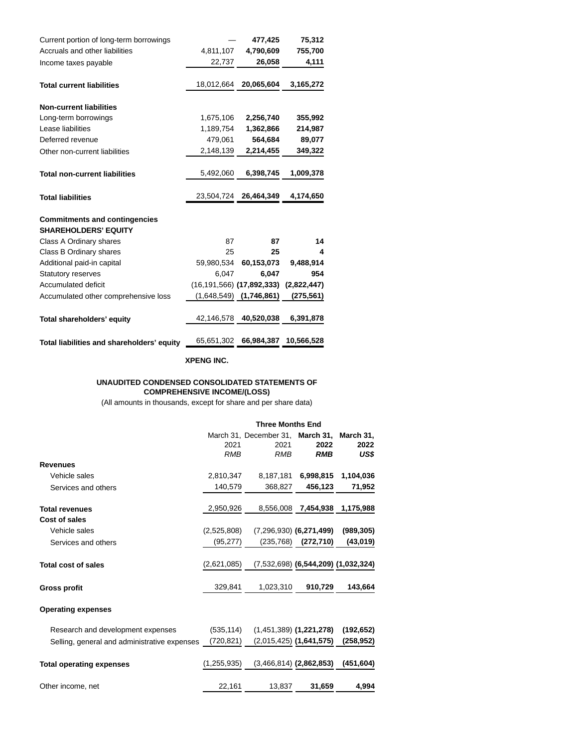| | | | |
|---|---|---|---|
| Current portion of long-term borrowings | — | **477,425** | **75,312** |
| Accruals and other liabilities | 4,811,107 | **4,790,609** | **755,700** |
| Income taxes payable | 22,737 | **26,058** | **4,111** |
| **Total current liabilities** | 18,012,664 | **20,065,604** | **3,165,272** |
| **Non-current liabilities** | | | |
| Long-term borrowings | 1,675,106 | **2,256,740** | **355,992** |
| Lease liabilities | 1,189,754 | **1,362,866** | **214,987** |
| Deferred revenue | 479,061 | **564,684** | **89,077** |
| Other non-current liabilities | 2,148,139 | **2,214,455** | **349,322** |
| **Total non-current liabilities** | 5,492,060 | **6,398,745** | **1,009,378** |
| **Total liabilities** | 23,504,724 | **26,464,349** | **4,174,650** |
| **Commitments and contingencies** | | | |
| **SHAREHOLDERS' EQUITY** | | | |
| Class A Ordinary shares | 87 | **87** | **14** |
| Class B Ordinary shares | 25 | **25** | **4** |
| Additional paid-in capital | 59,980,534 | **60,153,073** | **9,488,914** |
| Statutory reserves | 6,047 | **6,047** | **954** |
| Accumulated deficit | (16,191,566) | **(17,892,333)** | **(2,822,447)** |
| Accumulated other comprehensive loss | (1,648,549) | **(1,746,861)** | **(275,561)** |
| **Total shareholders' equity** | 42,146,578 | **40,520,038** | **6,391,878** |
| **Total liabilities and shareholders' equity** | 65,651,302 | **66,984,387** | **10,566,528** |

**XPENG INC.**

**UNAUDITED CONDENSED CONSOLIDATED STATEMENTS OF COMPREHENSIVE INCOME/(LOSS)**

(All amounts in thousands, except for share and per share data)

| | **Three Months End** | | | |
|---|---|---|---|---|
| | March 31, 2021 | December 31, 2021 | **March 31, 2022** | **March 31, 2022** |
| | *RMB* | *RMB* | ***RMB*** | ***US$*** |
| **Revenues** | | | | |
| Vehicle sales | 2,810,347 | 8,187,181 | **6,998,815** | **1,104,036** |
| Services and others | 140,579 | 368,827 | **456,123** | **71,952** |
| **Total revenues** | 2,950,926 | 8,556,008 | **7,454,938** | **1,175,988** |
| **Cost of sales** | | | | |
| Vehicle sales | (2,525,808) | (7,296,930) | **(6,271,499)** | **(989,305)** |
| Services and others | (95,277) | (235,768) | **(272,710)** | **(43,019)** |
| **Total cost of sales** | (2,621,085) | (7,532,698) | **(6,544,209)** | **(1,032,324)** |
| **Gross profit** | 329,841 | 1,023,310 | **910,729** | **143,664** |
| **Operating expenses** | | | | |
| Research and development expenses | (535,114) | (1,451,389) | **(1,221,278)** | **(192,652)** |
| Selling, general and administrative expenses | (720,821) | (2,015,425) | **(1,641,575)** | **(258,952)** |
| **Total operating expenses** | (1,255,935) | (3,466,814) | **(2,862,853)** | **(451,604)** |
| Other income, net | 22,161 | 13,837 | **31,659** | **4,994** |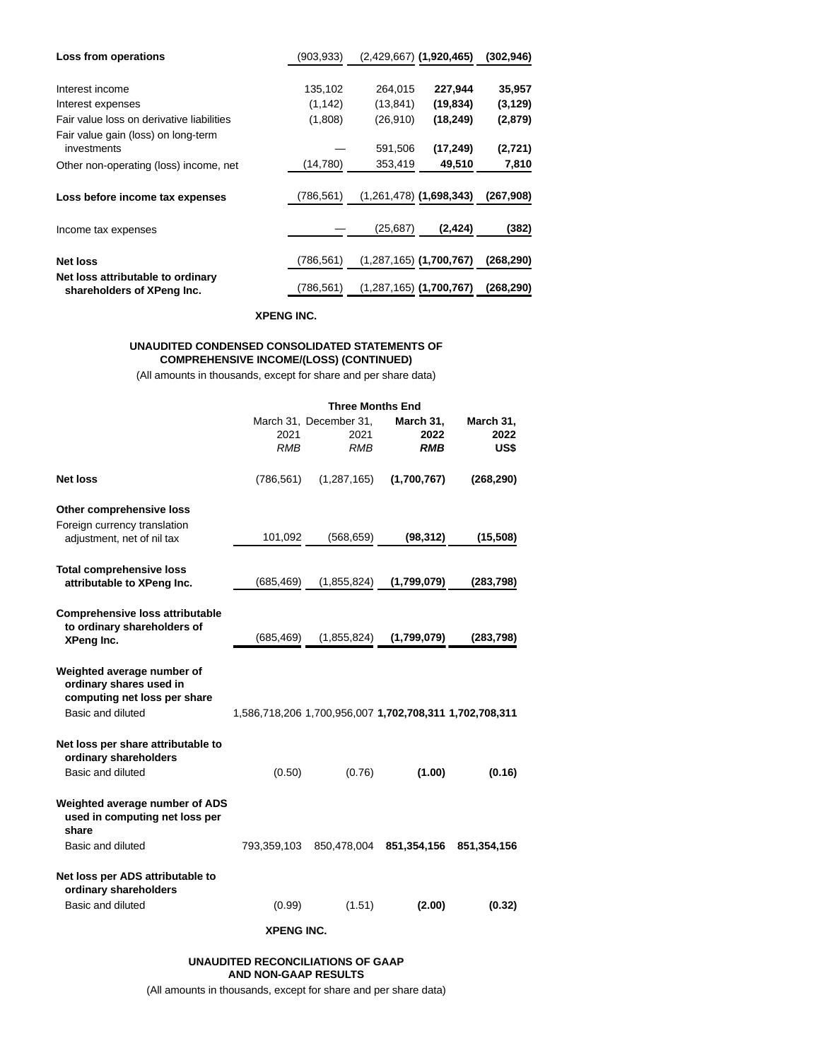| | | | | |
|---|---|---|---|---|
| **Loss from operations** | (903,933) | (2,429,667) | **(1,920,465)** | **(302,946)** |
| Interest income | 135,102 | 264,015 | **227,944** | **35,957** |
| Interest expenses | (1,142) | (13,841) | **(19,834)** | **(3,129)** |
| Fair value loss on derivative liabilities | (1,808) | (26,910) | **(18,249)** | **(2,879)** |
| Fair value gain (loss) on long-term investments | — | 591,506 | **(17,249)** | **(2,721)** |
| Other non-operating (loss) income, net | (14,780) | 353,419 | **49,510** | **7,810** |
| **Loss before income tax expenses** | (786,561) | (1,261,478) | **(1,698,343)** | **(267,908)** |
| Income tax expenses | — | (25,687) | **(2,424)** | **(382)** |
| **Net loss** | (786,561) | (1,287,165) | **(1,700,767)** | **(268,290)** |
| **Net loss attributable to ordinary shareholders of XPeng Inc.** | (786,561) | (1,287,165) | **(1,700,767)** | **(268,290)** |

**XPENG INC.**

**UNAUDITED CONDENSED CONSOLIDATED STATEMENTS OF COMPREHENSIVE INCOME/(LOSS) (CONTINUED)**

(All amounts in thousands, except for share and per share data)

| | **Three Months End** | | | |
|---|---|---|---|---|
| | March 31, 2021 *RMB* | December 31, 2021 *RMB* | **March 31, 2022** ***RMB*** | **March 31, 2022 US$** |
| **Net loss** | (786,561) | (1,287,165) | **(1,700,767)** | **(268,290)** |
| **Other comprehensive loss** | | | | |
| Foreign currency translation adjustment, net of nil tax | 101,092 | (568,659) | **(98,312)** | **(15,508)** |
| **Total comprehensive loss attributable to XPeng Inc.** | (685,469) | (1,855,824) | **(1,799,079)** | **(283,798)** |
| **Comprehensive loss attributable to ordinary shareholders of XPeng Inc.** | (685,469) | (1,855,824) | **(1,799,079)** | **(283,798)** |
| **Weighted average number of ordinary shares used in computing net loss per share** | | | | |
| Basic and diluted | 1,586,718,206 | 1,700,956,007 | **1,702,708,311** | **1,702,708,311** |
| **Net loss per share attributable to ordinary shareholders** | | | | |
| Basic and diluted | (0.50) | (0.76) | **(1.00)** | **(0.16)** |
| **Weighted average number of ADS used in computing net loss per share** | | | | |
| Basic and diluted | 793,359,103 | 850,478,004 | **851,354,156** | **851,354,156** |
| **Net loss per ADS attributable to ordinary shareholders** | | | | |
| Basic and diluted | (0.99) | (1.51) | **(2.00)** | **(0.32)** |

**XPENG INC.**

**UNAUDITED RECONCILIATIONS OF GAAP AND NON-GAAP RESULTS**

(All amounts in thousands, except for share and per share data)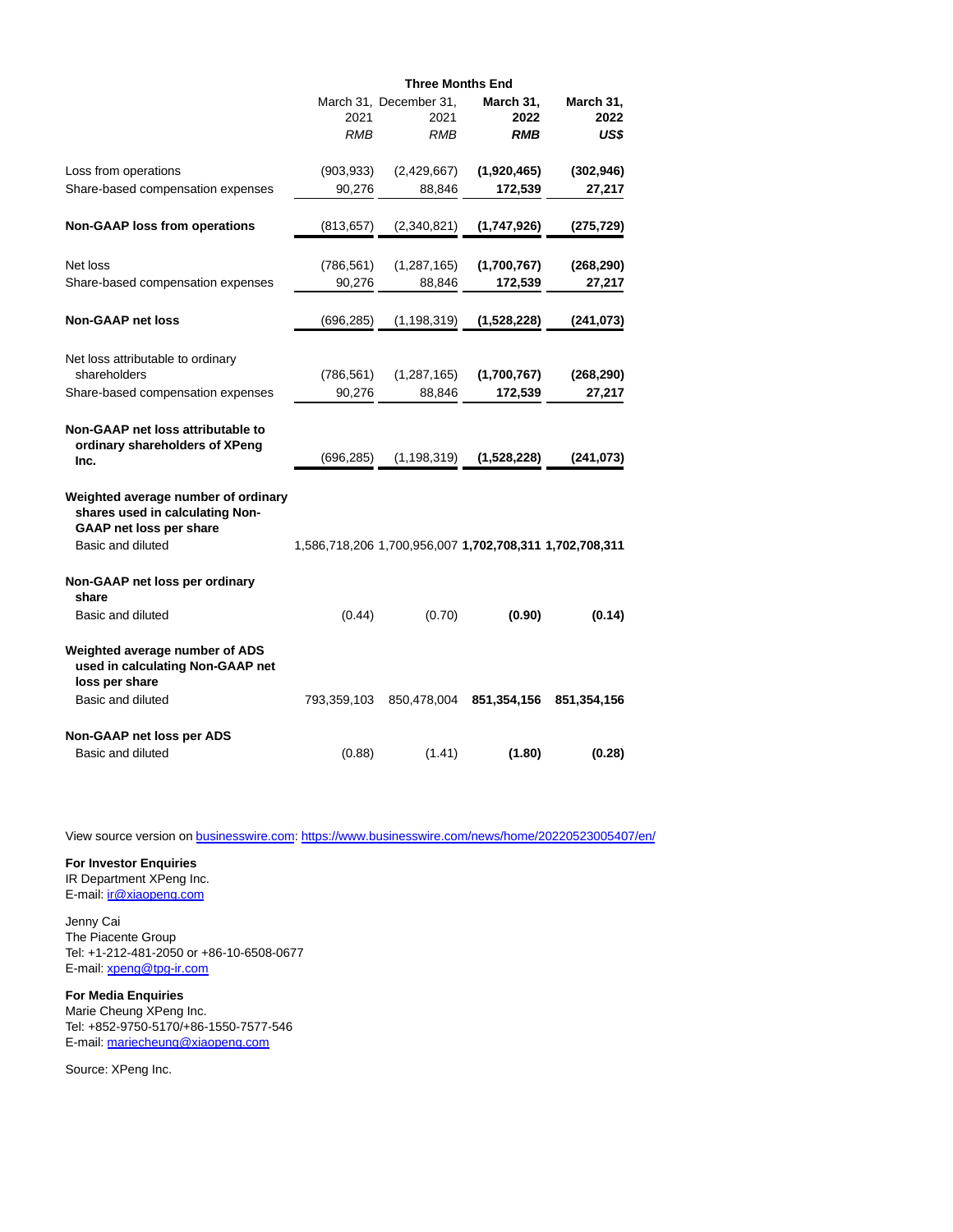| | Three Months End | | | |
|---|---|---|---|---|
| | March 31, 2021 | December 31, 2021 | **March 31, 2022** | **March 31, 2022** |
| | *RMB* | *RMB* | ***RMB*** | ***US$*** |
| Loss from operations | (903,933) | (2,429,667) | **(1,920,465)** | **(302,946)** |
| Share-based compensation expenses | 90,276 | 88,846 | **172,539** | **27,217** |
| **Non-GAAP loss from operations** | (813,657) | (2,340,821) | **(1,747,926)** | **(275,729)** |
| Net loss | (786,561) | (1,287,165) | **(1,700,767)** | **(268,290)** |
| Share-based compensation expenses | 90,276 | 88,846 | **172,539** | **27,217** |
| **Non-GAAP net loss** | (696,285) | (1,198,319) | **(1,528,228)** | **(241,073)** |
| Net loss attributable to ordinary shareholders | (786,561) | (1,287,165) | **(1,700,767)** | **(268,290)** |
| Share-based compensation expenses | 90,276 | 88,846 | **172,539** | **27,217** |
| **Non-GAAP net loss attributable to ordinary shareholders of XPeng Inc.** | (696,285) | (1,198,319) | **(1,528,228)** | **(241,073)** |
| **Weighted average number of ordinary shares used in calculating Non-GAAP net loss per share** | | | | |
| Basic and diluted | 1,586,718,206 | 1,700,956,007 | **1,702,708,311** | **1,702,708,311** |
| **Non-GAAP net loss per ordinary share** | | | | |
| Basic and diluted | (0.44) | (0.70) | **(0.90)** | **(0.14)** |
| **Weighted average number of ADS used in calculating Non-GAAP net loss per share** | | | | |
| Basic and diluted | 793,359,103 | 850,478,004 | **851,354,156** | **851,354,156** |
| **Non-GAAP net loss per ADS** | | | | |
| Basic and diluted | (0.88) | (1.41) | **(1.80)** | **(0.28)** |

View source version on businesswire.com: https://www.businesswire.com/news/home/20220523005407/en/

**For Investor Enquiries**
IR Department XPeng Inc.
E-mail: ir@xiaopeng.com

Jenny Cai
The Piacente Group
Tel: +1-212-481-2050 or +86-10-6508-0677
E-mail: xpeng@tpg-ir.com

**For Media Enquiries**
Marie Cheung XPeng Inc.
Tel: +852-9750-5170/+86-1550-7577-546
E-mail: mariecheung@xiaopeng.com

Source: XPeng Inc.